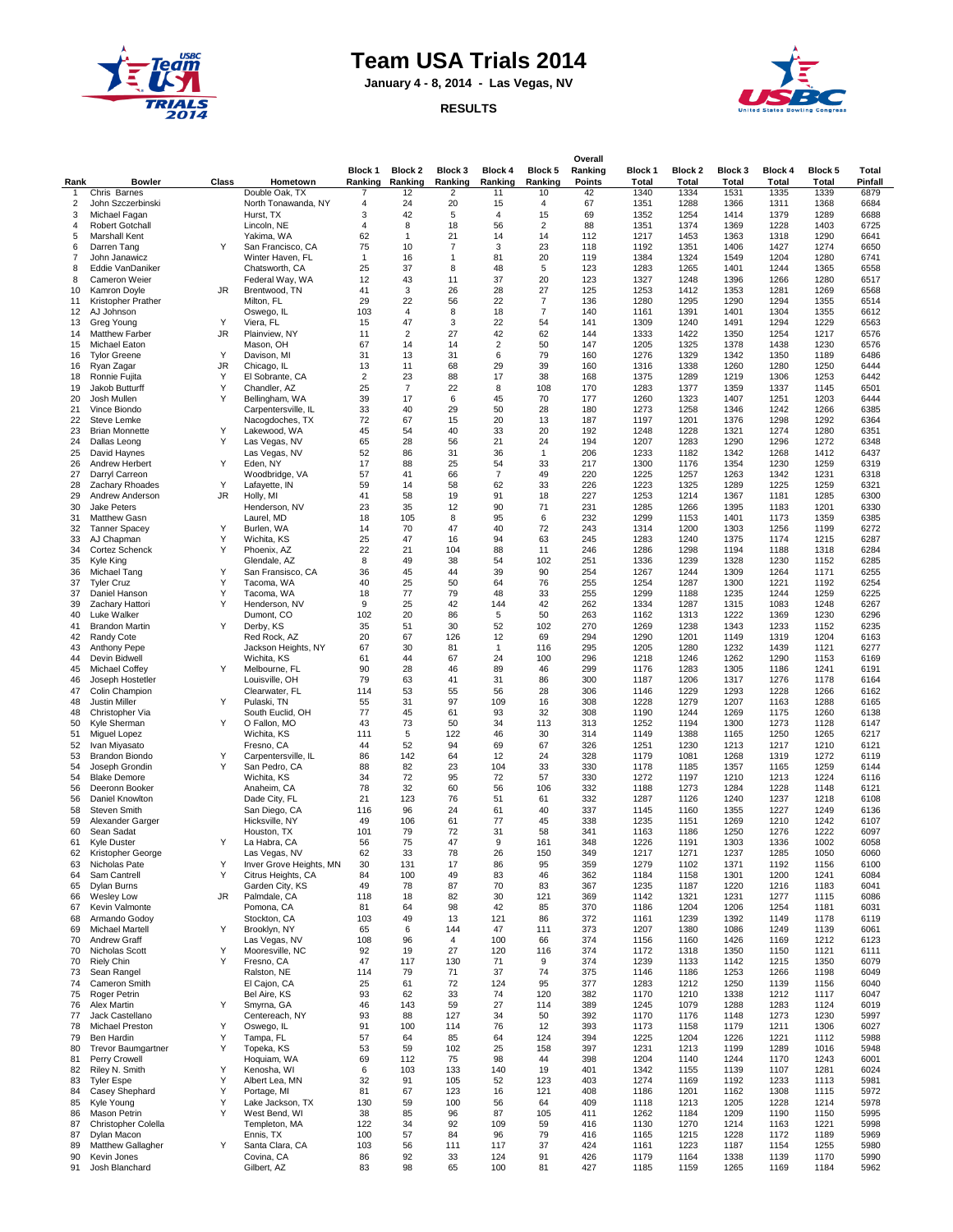# Team USA Trials 2014

**January 4 - 8, 2014 - Las Vegas, NV**

**RESULTS**

| Rank | Bowler | Class | Hometown | Block 1 Ranking | Block 2 Ranking | Block 3 Ranking | Block 4 Ranking | Block 5 Ranking | Overall Ranking Points | Block 1 Total | Block 2 Total | Block 3 Total | Block 4 Total | Block 5 Total | Total Pinfall |
|---|---|---|---|---|---|---|---|---|---|---|---|---|---|---|---|
| 1 | Chris Barnes | | Double Oak, TX | 7 | 12 | 2 | 11 | 10 | 42 | 1340 | 1334 | 1531 | 1335 | 1339 | 6879 |
| 2 | John Szczerbinski | | North Tonawanda, NY | 4 | 24 | 20 | 15 | 4 | 67 | 1351 | 1288 | 1366 | 1311 | 1368 | 6684 |
| 3 | Michael Fagan | | Hurst, TX | 3 | 42 | 5 | 4 | 15 | 69 | 1352 | 1254 | 1414 | 1379 | 1289 | 6688 |
| 4 | Robert Gotchall | | Lincoln, NE | 4 | 8 | 18 | 56 | 2 | 88 | 1351 | 1374 | 1369 | 1228 | 1403 | 6725 |
| 5 | Marshall Kent | | Yakima, WA | 62 | 1 | 21 | 14 | 14 | 112 | 1217 | 1453 | 1363 | 1318 | 1290 | 6641 |
| 6 | Darren Tang | Y | San Francisco, CA | 75 | 10 | 7 | 3 | 23 | 118 | 1192 | 1351 | 1406 | 1427 | 1274 | 6650 |
| 7 | John Janawicz | | Winter Haven, FL | 1 | 16 | 1 | 81 | 20 | 119 | 1384 | 1324 | 1549 | 1204 | 1280 | 6741 |
| 8 | Eddie VanDaniker | | Chatsworth, CA | 25 | 37 | 8 | 48 | 5 | 123 | 1283 | 1265 | 1401 | 1244 | 1365 | 6558 |
| 8 | Cameron Weier | | Federal Way, WA | 12 | 43 | 11 | 37 | 20 | 123 | 1327 | 1248 | 1396 | 1266 | 1280 | 6517 |
| 10 | Kamron Doyle | JR | Brentwood, TN | 41 | 3 | 26 | 28 | 27 | 125 | 1253 | 1412 | 1353 | 1281 | 1269 | 6568 |
| 11 | Kristopher Prather | | Milton, FL | 29 | 22 | 56 | 22 | 7 | 136 | 1280 | 1295 | 1290 | 1294 | 1355 | 6514 |
| 12 | AJ Johnson | | Oswego, IL | 103 | 4 | 8 | 18 | 7 | 140 | 1161 | 1391 | 1401 | 1304 | 1355 | 6612 |
| 13 | Greg Young | Y | Viera, FL | 15 | 47 | 3 | 22 | 54 | 141 | 1309 | 1240 | 1491 | 1294 | 1229 | 6563 |
| 14 | Matthew Farber | JR | Plainview, NY | 11 | 2 | 27 | 42 | 62 | 144 | 1333 | 1422 | 1350 | 1254 | 1217 | 6576 |
| 15 | Michael Eaton | | Mason, OH | 67 | 14 | 14 | 2 | 50 | 147 | 1205 | 1325 | 1378 | 1438 | 1230 | 6576 |
| 16 | Tylor Greene | Y | Davison, MI | 31 | 13 | 31 | 6 | 79 | 160 | 1276 | 1329 | 1342 | 1350 | 1189 | 6486 |
| 16 | Ryan Zagar | JR | Chicago, IL | 13 | 11 | 68 | 29 | 39 | 160 | 1316 | 1338 | 1260 | 1280 | 1250 | 6444 |
| 18 | Ronnie Fujita | Y | El Sobrante, CA | 2 | 23 | 88 | 17 | 38 | 168 | 1375 | 1289 | 1219 | 1306 | 1253 | 6442 |
| 19 | Jakob Butturff | Y | Chandler, AZ | 25 | 7 | 22 | 8 | 108 | 170 | 1283 | 1377 | 1359 | 1337 | 1145 | 6501 |
| 20 | Josh Mullen | Y | Bellingham, WA | 39 | 17 | 6 | 45 | 70 | 177 | 1260 | 1323 | 1407 | 1251 | 1203 | 6444 |
| 21 | Vince Biondo | | Carpentersville, IL | 33 | 40 | 29 | 50 | 28 | 180 | 1273 | 1258 | 1346 | 1242 | 1266 | 6385 |
| 22 | Steve Lemke | | Nacogdoches, TX | 72 | 67 | 15 | 20 | 13 | 187 | 1197 | 1201 | 1376 | 1298 | 1292 | 6364 |
| 23 | Brian Monnette | Y | Lakewood, WA | 45 | 54 | 40 | 33 | 20 | 192 | 1248 | 1228 | 1321 | 1274 | 1280 | 6351 |
| 24 | Dallas Leong | Y | Las Vegas, NV | 65 | 28 | 56 | 21 | 24 | 194 | 1207 | 1283 | 1290 | 1296 | 1272 | 6348 |
| 25 | David Haynes | | Las Vegas, NV | 52 | 86 | 31 | 36 | 1 | 206 | 1233 | 1182 | 1342 | 1268 | 1412 | 6437 |
| 26 | Andrew Herbert | Y | Eden, NY | 17 | 88 | 25 | 54 | 33 | 217 | 1300 | 1176 | 1354 | 1230 | 1259 | 6319 |
| 27 | Darryl Carreon | | Woodbridge, VA | 57 | 41 | 66 | 7 | 49 | 220 | 1225 | 1257 | 1263 | 1342 | 1231 | 6318 |
| 28 | Zachary Rhoades | Y | Lafayette, IN | 59 | 14 | 58 | 62 | 33 | 226 | 1223 | 1325 | 1289 | 1225 | 1259 | 6321 |
| 29 | Andrew Anderson | JR | Holly, MI | 41 | 58 | 19 | 91 | 18 | 227 | 1253 | 1214 | 1367 | 1181 | 1285 | 6300 |
| 30 | Jake Peters | | Henderson, NV | 23 | 35 | 12 | 90 | 71 | 231 | 1285 | 1266 | 1395 | 1183 | 1201 | 6330 |
| 31 | Matthew Gasn | | Laurel, MD | 18 | 105 | 8 | 95 | 6 | 232 | 1299 | 1153 | 1401 | 1173 | 1359 | 6385 |
| 32 | Tanner Spacey | Y | Burlen, WA | 14 | 70 | 47 | 40 | 72 | 243 | 1314 | 1200 | 1303 | 1256 | 1199 | 6272 |
| 33 | AJ Chapman | Y | Wichita, KS | 25 | 47 | 16 | 94 | 63 | 245 | 1283 | 1240 | 1375 | 1174 | 1215 | 6287 |
| 34 | Cortez Schenck | Y | Phoenix, AZ | 22 | 21 | 104 | 88 | 11 | 246 | 1286 | 1298 | 1194 | 1188 | 1318 | 6284 |
| 35 | Kyle King | | Glendale, AZ | 8 | 49 | 38 | 54 | 102 | 251 | 1336 | 1239 | 1328 | 1230 | 1152 | 6285 |
| 36 | Michael Tang | Y | San Francisco, CA | 36 | 45 | 44 | 39 | 90 | 254 | 1267 | 1244 | 1309 | 1264 | 1171 | 6255 |
| 37 | Tyler Cruz | Y | Tacoma, WA | 40 | 25 | 50 | 64 | 76 | 255 | 1254 | 1287 | 1300 | 1221 | 1192 | 6254 |
| 37 | Daniel Hanson | Y | Tacoma, WA | 18 | 77 | 79 | 48 | 33 | 255 | 1299 | 1188 | 1235 | 1244 | 1259 | 6225 |
| 39 | Zachary Hattori | Y | Henderson, NV | 9 | 25 | 42 | 144 | 42 | 262 | 1334 | 1287 | 1315 | 1083 | 1248 | 6267 |
| 40 | Luke Walker | | Dumont, CO | 102 | 20 | 86 | 5 | 50 | 263 | 1162 | 1313 | 1222 | 1369 | 1230 | 6296 |
| 41 | Brandon Martin | Y | Derby, KS | 35 | 51 | 30 | 52 | 102 | 270 | 1269 | 1238 | 1343 | 1233 | 1152 | 6235 |
| 42 | Randy Cote | | Red Rock, AZ | 20 | 67 | 126 | 12 | 69 | 294 | 1290 | 1201 | 1149 | 1319 | 1204 | 6163 |
| 43 | Anthony Pepe | | Jackson Heights, NY | 67 | 30 | 81 | 1 | 116 | 295 | 1205 | 1280 | 1232 | 1439 | 1121 | 6277 |
| 44 | Devin Bidwell | | Wichita, KS | 61 | 44 | 67 | 24 | 100 | 296 | 1218 | 1246 | 1262 | 1290 | 1153 | 6169 |
| 45 | Michael Coffey | Y | Melbourne, FL | 90 | 28 | 46 | 89 | 46 | 299 | 1176 | 1283 | 1305 | 1186 | 1241 | 6191 |
| 46 | Joseph Hostetler | | Louisville, OH | 79 | 63 | 41 | 31 | 86 | 300 | 1187 | 1206 | 1317 | 1276 | 1178 | 6164 |
| 47 | Colin Champion | | Clearwater, FL | 114 | 53 | 55 | 56 | 28 | 306 | 1146 | 1229 | 1293 | 1228 | 1266 | 6162 |
| 48 | Justin Miller | Y | Pulaski, TN | 55 | 31 | 97 | 109 | 16 | 308 | 1228 | 1279 | 1207 | 1163 | 1288 | 6165 |
| 48 | Christopher Via | | South Euclid, OH | 77 | 45 | 61 | 93 | 32 | 308 | 1190 | 1244 | 1269 | 1175 | 1260 | 6138 |
| 50 | Kyle Sherman | Y | O Fallon, MO | 43 | 73 | 50 | 34 | 113 | 313 | 1252 | 1194 | 1300 | 1273 | 1128 | 6147 |
| 51 | Miguel Lopez | | Wichita, KS | 111 | 5 | 122 | 46 | 30 | 314 | 1149 | 1388 | 1165 | 1250 | 1265 | 6217 |
| 52 | Ivan Miyasato | | Fresno, CA | 44 | 52 | 94 | 69 | 67 | 326 | 1251 | 1230 | 1213 | 1217 | 1210 | 6121 |
| 53 | Brandon Biondo | Y | Carpentersville, IL | 86 | 142 | 64 | 12 | 24 | 328 | 1179 | 1081 | 1268 | 1319 | 1272 | 6119 |
| 54 | Joseph Grondin | Y | San Pedro, CA | 88 | 82 | 23 | 104 | 33 | 330 | 1178 | 1185 | 1357 | 1165 | 1259 | 6144 |
| 54 | Blake Demore | | Wichita, KS | 34 | 72 | 95 | 72 | 57 | 330 | 1272 | 1197 | 1210 | 1213 | 1224 | 6116 |
| 56 | Deeronn Booker | | Anaheim, CA | 78 | 32 | 60 | 56 | 106 | 332 | 1188 | 1273 | 1284 | 1228 | 1148 | 6121 |
| 56 | Daniel Knowlton | | Dade City, FL | 21 | 123 | 76 | 51 | 61 | 332 | 1287 | 1126 | 1240 | 1237 | 1218 | 6108 |
| 58 | Steven Smith | | San Diego, CA | 116 | 96 | 24 | 61 | 40 | 337 | 1145 | 1160 | 1355 | 1227 | 1249 | 6136 |
| 59 | Alexander Garger | | Hicksville, NY | 49 | 106 | 61 | 77 | 45 | 338 | 1235 | 1151 | 1269 | 1210 | 1242 | 6107 |
| 60 | Sean Sadat | | Houston, TX | 101 | 79 | 72 | 31 | 58 | 341 | 1163 | 1186 | 1250 | 1276 | 1222 | 6097 |
| 61 | Kyle Duster | Y | La Habra, CA | 56 | 75 | 47 | 9 | 161 | 348 | 1226 | 1191 | 1303 | 1336 | 1002 | 6058 |
| 62 | Kristopher George | | Las Vegas, NV | 62 | 33 | 78 | 26 | 150 | 349 | 1217 | 1271 | 1237 | 1285 | 1050 | 6060 |
| 63 | Nicholas Pate | Y | Inver Grove Heights, MN | 30 | 131 | 17 | 86 | 95 | 359 | 1279 | 1102 | 1371 | 1192 | 1156 | 6100 |
| 64 | Sam Cantrell | Y | Citrus Heights, CA | 84 | 100 | 49 | 83 | 46 | 362 | 1184 | 1158 | 1301 | 1200 | 1241 | 6084 |
| 65 | Dylan Burns | | Garden City, KS | 49 | 78 | 87 | 70 | 83 | 367 | 1235 | 1187 | 1220 | 1216 | 1183 | 6041 |
| 66 | Wesley Low | JR | Palmdale, CA | 118 | 18 | 82 | 30 | 121 | 369 | 1142 | 1321 | 1231 | 1277 | 1115 | 6086 |
| 67 | Kevin Valmonte | | Pomona, CA | 81 | 64 | 98 | 42 | 85 | 370 | 1186 | 1204 | 1206 | 1254 | 1181 | 6031 |
| 68 | Armando Godoy | | Stockton, CA | 103 | 49 | 13 | 121 | 86 | 372 | 1161 | 1239 | 1392 | 1149 | 1178 | 6119 |
| 69 | Michael Martell | Y | Brooklyn, NY | 65 | 6 | 144 | 47 | 111 | 373 | 1207 | 1380 | 1086 | 1249 | 1139 | 6061 |
| 70 | Andrew Graff | | Las Vegas, NV | 108 | 96 | 4 | 100 | 66 | 374 | 1156 | 1160 | 1426 | 1169 | 1212 | 6123 |
| 70 | Nicholas Scott | Y | Mooresville, NC | 92 | 19 | 27 | 120 | 116 | 374 | 1172 | 1318 | 1350 | 1150 | 1121 | 6111 |
| 70 | Riely Chin | Y | Fresno, CA | 47 | 117 | 130 | 71 | 9 | 374 | 1239 | 1133 | 1142 | 1215 | 1350 | 6079 |
| 73 | Sean Rangel | | Ralston, NE | 114 | 79 | 71 | 37 | 74 | 375 | 1146 | 1186 | 1253 | 1266 | 1198 | 6049 |
| 74 | Cameron Smith | | El Cajon, CA | 25 | 61 | 72 | 124 | 95 | 377 | 1283 | 1212 | 1250 | 1139 | 1156 | 6040 |
| 75 | Roger Petrin | | Bel Aire, KS | 93 | 62 | 33 | 74 | 120 | 382 | 1170 | 1210 | 1338 | 1212 | 1117 | 6047 |
| 76 | Alex Martin | Y | Smyrna, GA | 46 | 143 | 59 | 27 | 114 | 389 | 1245 | 1079 | 1288 | 1283 | 1124 | 6019 |
| 77 | Jack Castellano | | Centereach, NY | 93 | 88 | 127 | 34 | 50 | 392 | 1170 | 1176 | 1148 | 1273 | 1230 | 5997 |
| 78 | Michael Preston | Y | Oswego, IL | 91 | 100 | 114 | 76 | 12 | 393 | 1173 | 1158 | 1179 | 1211 | 1306 | 6027 |
| 79 | Ben Hardin | Y | Tampa, FL | 57 | 64 | 85 | 64 | 124 | 394 | 1225 | 1204 | 1226 | 1221 | 1112 | 5988 |
| 80 | Trevor Baumgartner | Y | Topeka, KS | 53 | 59 | 102 | 25 | 158 | 397 | 1231 | 1213 | 1199 | 1289 | 1016 | 5948 |
| 81 | Perry Crowell | | Hoquiam, WA | 69 | 112 | 75 | 98 | 44 | 398 | 1204 | 1140 | 1244 | 1170 | 1243 | 6001 |
| 82 | Riley N. Smith | Y | Kenosha, WI | 6 | 103 | 133 | 140 | 19 | 401 | 1342 | 1155 | 1139 | 1107 | 1281 | 6024 |
| 83 | Tyler Espe | Y | Albert Lea, MN | 32 | 91 | 105 | 52 | 123 | 403 | 1274 | 1169 | 1192 | 1233 | 1113 | 5981 |
| 84 | Casey Shephard | Y | Portage, MI | 81 | 67 | 123 | 16 | 121 | 408 | 1186 | 1201 | 1162 | 1308 | 1115 | 5972 |
| 85 | Kyle Young | Y | Lake Jackson, TX | 130 | 59 | 100 | 56 | 64 | 409 | 1118 | 1213 | 1205 | 1228 | 1214 | 5978 |
| 86 | Mason Petrin | Y | West Bend, WI | 38 | 85 | 96 | 87 | 105 | 411 | 1262 | 1184 | 1209 | 1190 | 1150 | 5995 |
| 87 | Christopher Colella | | Templeton, MA | 122 | 34 | 92 | 109 | 59 | 416 | 1130 | 1270 | 1214 | 1163 | 1221 | 5998 |
| 87 | Dylan Macon | | Ennis, TX | 100 | 57 | 84 | 96 | 79 | 416 | 1165 | 1215 | 1228 | 1172 | 1189 | 5969 |
| 89 | Matthew Gallagher | Y | Santa Clara, CA | 103 | 56 | 111 | 117 | 37 | 424 | 1161 | 1223 | 1187 | 1154 | 1255 | 5980 |
| 90 | Kevin Jones | | Covina, CA | 86 | 92 | 33 | 124 | 91 | 426 | 1179 | 1164 | 1338 | 1139 | 1170 | 5990 |
| 91 | Josh Blanchard | | Gilbert, AZ | 83 | 98 | 65 | 100 | 81 | 427 | 1185 | 1159 | 1265 | 1169 | 1184 | 5962 |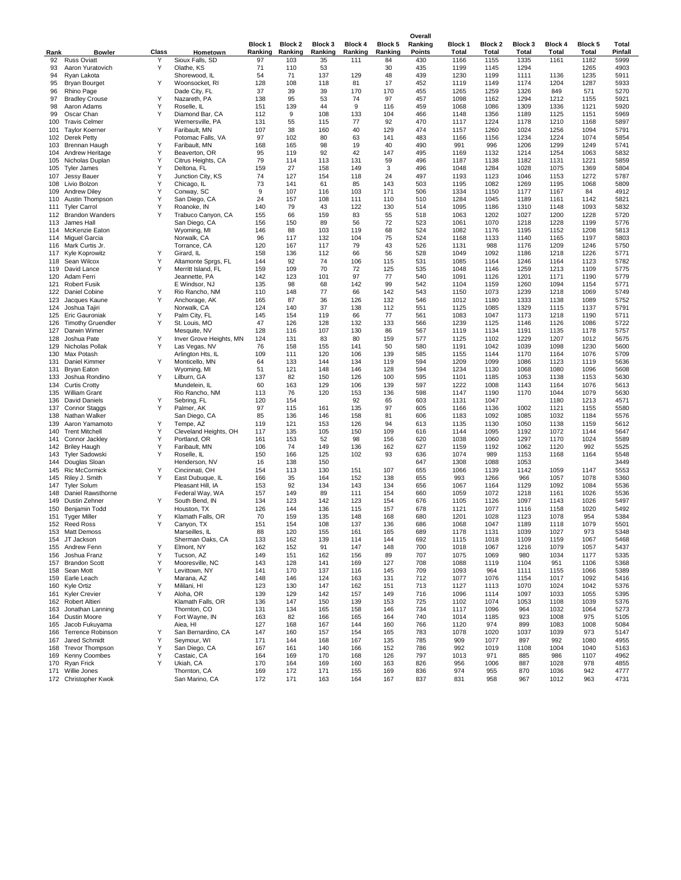| Rank | Bowler | Class | Hometown | Block 1 Ranking | Block 2 Ranking | Block 3 Ranking | Block 4 Ranking | Block 5 Ranking | Overall Ranking Points | Block 1 Total | Block 2 Total | Block 3 Total | Block 4 Total | Block 5 Total | Total Pinfall |
|---|---|---|---|---|---|---|---|---|---|---|---|---|---|---|---|
| 92 | Russ Oviatt | Y | Sioux Falls, SD | 97 | 103 | 35 | 111 | 84 | 430 | 1166 | 1155 | 1335 | 1161 | 1182 | 5999 |
| 93 | Aaron Yuratovich | Y | Olathe, KS | 71 | 110 | 53 | | 30 | 435 | 1199 | 1145 | 1294 | | 1265 | 4903 |
| 94 | Ryan Lakota | | Shorewood, IL | 54 | 71 | 137 | 129 | 48 | 439 | 1230 | 1199 | 1111 | 1136 | 1235 | 5911 |
| 95 | Bryan Bourget | Y | Woonsocket, RI | 128 | 108 | 118 | 81 | 17 | 452 | 1119 | 1149 | 1174 | 1204 | 1287 | 5933 |
| 96 | Rhino Page | | Dade City, FL | 37 | 39 | 39 | 170 | 170 | 455 | 1265 | 1259 | 1326 | 849 | 571 | 5270 |
| 97 | Bradley Crouse | Y | Nazareth, PA | 138 | 95 | 53 | 74 | 97 | 457 | 1098 | 1162 | 1294 | 1212 | 1155 | 5921 |
| 98 | Aaron Adams | Y | Roselle, IL | 151 | 139 | 44 | 9 | 116 | 459 | 1068 | 1086 | 1309 | 1336 | 1121 | 5920 |
| 99 | Oscar Chan | Y | Diamond Bar, CA | 112 | 9 | 108 | 133 | 104 | 466 | 1148 | 1356 | 1189 | 1125 | 1151 | 5969 |
| 100 | Travis Celmer | | Wernersville, PA | 131 | 55 | 115 | 77 | 92 | 470 | 1117 | 1224 | 1178 | 1210 | 1168 | 5897 |
| 101 | Taylor Koerner | Y | Faribault, MN | 107 | 38 | 160 | 40 | 129 | 474 | 1157 | 1260 | 1024 | 1256 | 1094 | 5791 |
| 102 | Derek Petty | | Potomac Falls, VA | 97 | 102 | 80 | 63 | 141 | 483 | 1166 | 1156 | 1234 | 1224 | 1074 | 5854 |
| 103 | Brennan Haugh | Y | Faribault, MN | 168 | 165 | 98 | 19 | 40 | 490 | 991 | 996 | 1206 | 1299 | 1249 | 5741 |
| 104 | Andrew Heritage | Y | Beaverton, OR | 95 | 119 | 92 | 42 | 147 | 495 | 1169 | 1132 | 1214 | 1254 | 1063 | 5832 |
| 105 | Nicholas Duplan | Y | Citrus Heights, CA | 79 | 114 | 113 | 131 | 59 | 496 | 1187 | 1138 | 1182 | 1131 | 1221 | 5859 |
| 105 | Tyler James | Y | Deltona, FL | 159 | 27 | 158 | 149 | 3 | 496 | 1048 | 1284 | 1028 | 1075 | 1369 | 5804 |
| 107 | Jessy Bauer | Y | Junction City, KS | 74 | 127 | 154 | 118 | 24 | 497 | 1193 | 1123 | 1046 | 1153 | 1272 | 5787 |
| 108 | Livio Bolzon | Y | Chicago, IL | 73 | 141 | 61 | 85 | 143 | 503 | 1195 | 1082 | 1269 | 1195 | 1068 | 5809 |
| 109 | Andrew Diley | Y | Conway, SC | 9 | 107 | 116 | 103 | 171 | 506 | 1334 | 1150 | 1177 | 1167 | 84 | 4912 |
| 110 | Austin Thompson | Y | San Diego, CA | 24 | 157 | 108 | 111 | 110 | 510 | 1284 | 1045 | 1189 | 1161 | 1142 | 5821 |
| 111 | Tyler Carrol | Y | Roanoke, IN | 140 | 79 | 43 | 122 | 130 | 514 | 1095 | 1186 | 1310 | 1148 | 1093 | 5832 |
| 112 | Brandon Wanders | Y | Trabuco Canyon, CA | 155 | 66 | 159 | 83 | 55 | 518 | 1063 | 1202 | 1027 | 1200 | 1228 | 5720 |
| 113 | James Hall | | San Diego, CA | 156 | 150 | 89 | 56 | 72 | 523 | 1061 | 1070 | 1218 | 1228 | 1199 | 5776 |
| 114 | McKenzie Eaton | | Wyoming, MI | 146 | 88 | 103 | 119 | 68 | 524 | 1082 | 1176 | 1195 | 1152 | 1208 | 5813 |
| 114 | Miguel Garcia | | Norwalk, CA | 96 | 117 | 132 | 104 | 75 | 524 | 1168 | 1133 | 1140 | 1165 | 1197 | 5803 |
| 116 | Mark Curtis Jr. | | Torrance, CA | 120 | 167 | 117 | 79 | 43 | 526 | 1131 | 988 | 1176 | 1209 | 1246 | 5750 |
| 117 | Kyle Koprowitz | Y | Girard, IL | 158 | 136 | 112 | 66 | 56 | 528 | 1049 | 1092 | 1186 | 1218 | 1226 | 5771 |
| 118 | Sean Wilcox | Y | Altamonte Sprgs, FL | 144 | 92 | 74 | 106 | 115 | 531 | 1085 | 1164 | 1246 | 1164 | 1123 | 5782 |
| 119 | David Lance | Y | Merritt Island, FL | 159 | 109 | 70 | 72 | 125 | 535 | 1048 | 1146 | 1259 | 1213 | 1109 | 5775 |
| 120 | Adam Ferri | | Jeannette, PA | 142 | 123 | 101 | 97 | 77 | 540 | 1091 | 1126 | 1201 | 1171 | 1190 | 5779 |
| 121 | Robert Fusik | | E Windsor, NJ | 135 | 98 | 68 | 142 | 99 | 542 | 1104 | 1159 | 1260 | 1094 | 1154 | 5771 |
| 122 | Daniel Cobine | Y | Rio Rancho, NM | 110 | 148 | 77 | 66 | 142 | 543 | 1150 | 1073 | 1239 | 1218 | 1069 | 5749 |
| 123 | Jacques Kaune | Y | Anchorage, AK | 165 | 87 | 36 | 126 | 132 | 546 | 1012 | 1180 | 1333 | 1138 | 1089 | 5752 |
| 124 | Joshua Tajiri | | Norwalk, CA | 124 | 140 | 37 | 138 | 112 | 551 | 1125 | 1085 | 1329 | 1115 | 1137 | 5791 |
| 125 | Eric Gauroniak | Y | Palm City, FL | 145 | 154 | 119 | 66 | 77 | 561 | 1083 | 1047 | 1173 | 1218 | 1190 | 5711 |
| 126 | Timothy Gruendler | Y | St. Louis, MO | 47 | 126 | 128 | 132 | 133 | 566 | 1239 | 1125 | 1146 | 1126 | 1086 | 5722 |
| 127 | Darwin Wimer | | Mesquite, NV | 128 | 116 | 107 | 130 | 86 | 567 | 1119 | 1134 | 1191 | 1135 | 1178 | 5757 |
| 128 | Joshua Pate | Y | Inver Grove Heights, MN | 124 | 131 | 83 | 80 | 159 | 577 | 1125 | 1102 | 1229 | 1207 | 1012 | 5675 |
| 129 | Nicholas Pollak | Y | Las Vegas, NV | 76 | 158 | 155 | 141 | 50 | 580 | 1191 | 1042 | 1039 | 1098 | 1230 | 5600 |
| 130 | Max Potash | | Arlington Hts, IL | 109 | 111 | 120 | 106 | 139 | 585 | 1155 | 1144 | 1170 | 1164 | 1076 | 5709 |
| 131 | Daniel Kimmer | Y | Monticello, MN | 64 | 133 | 144 | 134 | 119 | 594 | 1209 | 1099 | 1086 | 1123 | 1119 | 5636 |
| 131 | Bryan Eaton | | Wyoming, MI | 51 | 121 | 148 | 146 | 128 | 594 | 1234 | 1130 | 1068 | 1080 | 1096 | 5608 |
| 133 | Joshua Rondino | Y | Lilburn, GA | 137 | 82 | 150 | 126 | 100 | 595 | 1101 | 1185 | 1053 | 1138 | 1153 | 5630 |
| 134 | Curtis Crotty | | Mundelein, IL | 60 | 163 | 129 | 106 | 139 | 597 | 1222 | 1008 | 1143 | 1164 | 1076 | 5613 |
| 135 | William Grant | | Rio Rancho, NM | 113 | 76 | 120 | 153 | 136 | 598 | 1147 | 1190 | 1170 | 1044 | 1079 | 5630 |
| 136 | David Daniels | Y | Sebring, FL | 120 | 154 | | 92 | 65 | 603 | 1131 | 1047 | | 1180 | 1213 | 4571 |
| 137 | Connor Staggs | Y | Palmer, AK | 97 | 115 | 161 | 135 | 97 | 605 | 1166 | 1136 | 1002 | 1121 | 1155 | 5580 |
| 138 | Nathan Walker | | San Diego, CA | 85 | 136 | 146 | 158 | 81 | 606 | 1183 | 1092 | 1085 | 1032 | 1184 | 5576 |
| 139 | Aaron Yamamoto | Y | Tempe, AZ | 119 | 121 | 153 | 126 | 94 | 613 | 1135 | 1130 | 1050 | 1138 | 1159 | 5612 |
| 140 | Trent Mitchell | Y | Cleveland Heights, OH | 117 | 135 | 105 | 150 | 109 | 616 | 1144 | 1095 | 1192 | 1072 | 1144 | 5647 |
| 141 | Connor Jackley | Y | Portland, OR | 161 | 153 | 52 | 98 | 156 | 620 | 1038 | 1060 | 1297 | 1170 | 1024 | 5589 |
| 142 | Briley Haugh | Y | Faribault, MN | 106 | 74 | 149 | 136 | 162 | 627 | 1159 | 1192 | 1062 | 1120 | 992 | 5525 |
| 143 | Tyler Sadowski | Y | Roselle, IL | 150 | 166 | 125 | 102 | 93 | 636 | 1074 | 989 | 1153 | 1168 | 1164 | 5548 |
| 144 | Douglas Sloan | | Henderson, NV | 16 | 138 | 150 | | | 647 | 1308 | 1088 | 1053 | | | 3449 |
| 145 | Ric McCormick | Y | Cincinnati, OH | 154 | 113 | 130 | 151 | 107 | 655 | 1066 | 1139 | 1142 | 1059 | 1147 | 5553 |
| 145 | Riley J. Smith | Y | East Dubuque, IL | 166 | 35 | 164 | 152 | 138 | 655 | 993 | 1266 | 966 | 1057 | 1078 | 5360 |
| 147 | Tyler Solum | | Pleasant Hill, IA | 153 | 92 | 134 | 143 | 134 | 656 | 1067 | 1164 | 1129 | 1092 | 1084 | 5536 |
| 148 | Daniel Rawsthorne | | Federal Way, WA | 157 | 149 | 89 | 111 | 154 | 660 | 1059 | 1072 | 1218 | 1161 | 1026 | 5536 |
| 149 | Dustin Zehner | Y | South Bend, IN | 134 | 123 | 142 | 123 | 154 | 676 | 1105 | 1126 | 1097 | 1143 | 1026 | 5497 |
| 150 | Benjamin Todd | | Houston, TX | 126 | 144 | 136 | 115 | 157 | 678 | 1121 | 1077 | 1116 | 1158 | 1020 | 5492 |
| 151 | Tyger Miller | Y | Klamath Falls, OR | 70 | 159 | 135 | 148 | 168 | 680 | 1201 | 1028 | 1123 | 1078 | 954 | 5384 |
| 152 | Reed Ross | Y | Canyon, TX | 151 | 154 | 108 | 137 | 136 | 686 | 1068 | 1047 | 1189 | 1118 | 1079 | 5501 |
| 153 | Matt Demoss | | Marseilles, IL | 88 | 120 | 155 | 161 | 165 | 689 | 1178 | 1131 | 1039 | 1027 | 973 | 5348 |
| 154 | JT Jackson | | Sherman Oaks, CA | 133 | 162 | 139 | 114 | 144 | 692 | 1115 | 1018 | 1109 | 1159 | 1067 | 5468 |
| 155 | Andrew Fenn | Y | Elmont, NY | 162 | 152 | 91 | 147 | 148 | 700 | 1018 | 1067 | 1216 | 1079 | 1057 | 5437 |
| 156 | Joshua Franz | Y | Tucson, AZ | 149 | 151 | 162 | 156 | 89 | 707 | 1075 | 1069 | 980 | 1034 | 1177 | 5335 |
| 157 | Brandon Scott | Y | Mooresville, NC | 143 | 128 | 141 | 169 | 127 | 708 | 1088 | 1119 | 1104 | 951 | 1106 | 5368 |
| 158 | Sean Mott | Y | Levittown, NY | 141 | 170 | 137 | 116 | 145 | 709 | 1093 | 964 | 1111 | 1155 | 1066 | 5389 |
| 159 | Earle Leach | | Marana, AZ | 148 | 146 | 124 | 163 | 131 | 712 | 1077 | 1076 | 1154 | 1017 | 1092 | 5416 |
| 160 | Kyle Ortiz | Y | Mililani, HI | 123 | 130 | 147 | 162 | 151 | 713 | 1127 | 1113 | 1070 | 1024 | 1042 | 5376 |
| 161 | Kyler Crevier | Y | Aloha, OR | 139 | 129 | 142 | 157 | 149 | 716 | 1096 | 1114 | 1097 | 1033 | 1055 | 5395 |
| 162 | Robert Altieri | | Klamath Falls, OR | 136 | 147 | 150 | 139 | 153 | 725 | 1102 | 1074 | 1053 | 1108 | 1039 | 5376 |
| 163 | Jonathan Lanning | | Thornton, CO | 131 | 134 | 165 | 158 | 146 | 734 | 1117 | 1096 | 964 | 1032 | 1064 | 5273 |
| 164 | Dustin Moore | Y | Fort Wayne, IN | 163 | 82 | 166 | 165 | 164 | 740 | 1014 | 1185 | 923 | 1008 | 975 | 5105 |
| 165 | Jacob Fukuyama | | Aiea, HI | 127 | 168 | 167 | 144 | 160 | 766 | 1120 | 974 | 899 | 1083 | 1008 | 5084 |
| 166 | Terrence Robinson | Y | San Bernardino, CA | 147 | 160 | 157 | 154 | 165 | 783 | 1078 | 1020 | 1037 | 1039 | 973 | 5147 |
| 167 | Jared Schmidt | Y | Seymour, WI | 171 | 144 | 168 | 167 | 135 | 785 | 909 | 1077 | 897 | 992 | 1080 | 4955 |
| 168 | Trevor Thompson | Y | San Diego, CA | 167 | 161 | 140 | 166 | 152 | 786 | 992 | 1019 | 1108 | 1004 | 1040 | 5163 |
| 169 | Kenny Coombes | Y | Castaic, CA | 164 | 169 | 170 | 168 | 126 | 797 | 1013 | 971 | 885 | 986 | 1107 | 4962 |
| 170 | Ryan Frick | Y | Ukiah, CA | 170 | 164 | 169 | 160 | 163 | 826 | 956 | 1006 | 887 | 1028 | 978 | 4855 |
| 171 | Willie Jones | | Thornton, CA | 169 | 172 | 171 | 155 | 169 | 836 | 974 | 955 | 870 | 1036 | 942 | 4777 |
| 172 | Christopher Kwok | | San Marino, CA | 172 | 171 | 163 | 164 | 167 | 837 | 831 | 958 | 967 | 1012 | 963 | 4731 |